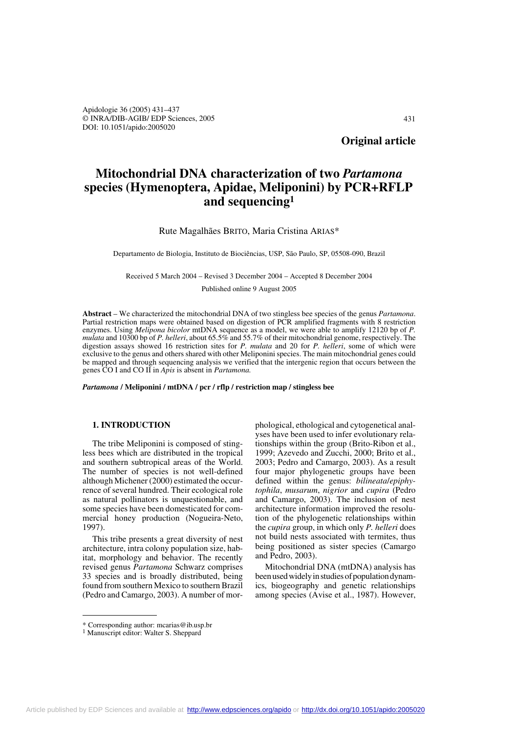**Original article**

# Mitochondrial DNA characterization of two *Partamona* species (Hymenoptera, Apidae, Meliponini) by PCR+RFLP and sequencing[1]

Rute Magalhães BRITO, Maria Cristina ARIAS*

Departamento de Biologia, Instituto de Biociências, USP, São Paulo, SP, 05508-090, Brazil

Received 5 March 2004 – Revised 3 December 2004 – Accepted 8 December 2004

Published online 9 August 2005

**Abstract** – We characterized the mitochondrial DNA of two stingless bee species of the genus *Partamona*. Partial restriction maps were obtained based on digestion of PCR amplified fragments with 8 restriction enzymes. Using *Melipona bicolor* mtDNA sequence as a model, we were able to amplify 12120 bp of *P. mulata* and 10300 bp of *P. helleri*, about 65.5% and 55.7% of their mitochondrial genome, respectively. The digestion assays showed 16 restriction sites for *P. mulata* and 20 for *P. helleri*, some of which were exclusive to the genus and others shared with other Meliponini species. The main mitochondrial genes could be mapped and through sequencing analysis we verified that the intergenic region that occurs between the genes CO I and CO II in *Apis* is absent in *Partamona.*

***Partamona* / Meliponini / mtDNA / pcr / rflp / restriction map / stingless bee**

## 1. INTRODUCTION

The tribe Meliponini is composed of stingless bees which are distributed in the tropical and southern subtropical areas of the World. The number of species is not well-defined although Michener (2000) estimated the occurrence of several hundred. Their ecological role as natural pollinators is unquestionable, and some species have been domesticated for commercial honey production (Nogueira-Neto, 1997).

This tribe presents a great diversity of nest architecture, intra colony population size, habitat, morphology and behavior. The recently revised genus *Partamona* Schwarz comprises 33 species and is broadly distributed, being found from southern Mexico to southern Brazil (Pedro and Camargo, 2003). A number of morphological, ethological and cytogenetical analyses have been used to infer evolutionary relationships within the group (Brito-Ribon et al., 1999; Azevedo and Zucchi, 2000; Brito et al., 2003; Pedro and Camargo, 2003). As a result four major phylogenetic groups have been defined within the genus: *bilineata*/*epiphytophila*, *musarum*, *nigrior* and *cupira* (Pedro and Camargo, 2003). The inclusion of nest architecture information improved the resolution of the phylogenetic relationships within the *cupira* group, in which only *P. helleri* does not build nests associated with termites, thus being positioned as sister species (Camargo and Pedro, 2003).

Mitochondrial DNA (mtDNA) analysis has been used widely in studies of population dynamics, biogeography and genetic relationships among species (Avise et al., 1987). However,

\* Corresponding author: mcarias@ib.usp.br

[1] Manuscript editor: Walter S. Sheppard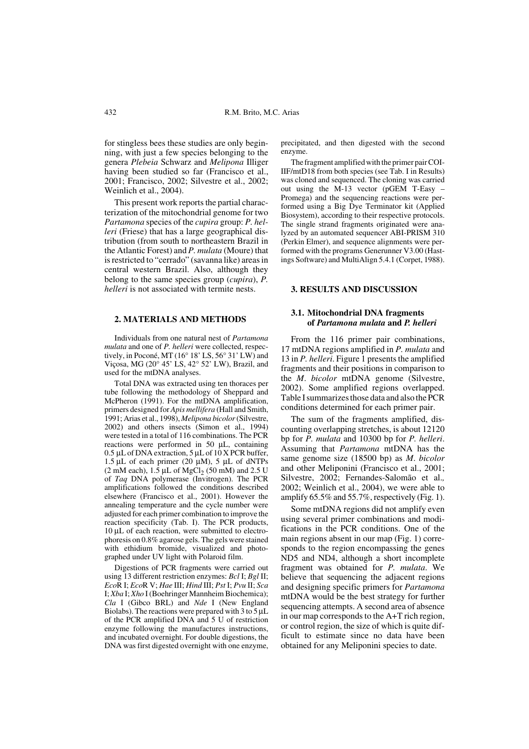for stingless bees these studies are only beginning, with just a few species belonging to the genera *Plebeia* Schwarz and *Melipona* Illiger having been studied so far (Francisco et al., 2001; Francisco, 2002; Silvestre et al., 2002; Weinlich et al., 2004).

This present work reports the partial characterization of the mitochondrial genome for two *Partamona* species of the *cupira* group: *P. helleri* (Friese) that has a large geographical distribution (from south to northeastern Brazil in the Atlantic Forest) and *P. mulata* (Moure) that is restricted to "cerrado" (savanna like) areas in central western Brazil. Also, although they belong to the same species group (*cupira*), *P. helleri* is not associated with termite nests.

## 2. MATERIALS AND METHODS

Individuals from one natural nest of *Partamona mulata* and one of *P. helleri* were collected, respectively, in Poconé, MT (16° 18' LS, 56° 31' LW) and Viçosa, MG (20° 45' LS, 42° 52' LW), Brazil, and used for the mtDNA analyses.

Total DNA was extracted using ten thoraces per tube following the methodology of Sheppard and McPheron (1991). For the mtDNA amplification, primers designed for *Apis mellifera* (Hall and Smith, 1991; Arias et al., 1998), *Melipona bicolor* (Silvestre, 2002) and others insects (Simon et al., 1994) were tested in a total of 116 combinations. The PCR reactions were performed in 50 µL, containing 0.5 µL of DNA extraction, 5 µL of 10 X PCR buffer, 1.5 µL of each primer (20 µM), 5 µL of dNTPs (2 mM each), 1.5 µL of $MgCl_2$ (50 mM) and 2.5 U of *Taq* DNA polymerase (Invitrogen). The PCR amplifications followed the conditions described elsewhere (Francisco et al., 2001). However the annealing temperature and the cycle number were adjusted for each primer combination to improve the reaction specificity (Tab. I). The PCR products, 10 µL of each reaction, were submitted to electrophoresis on 0.8% agarose gels. The gels were stained with ethidium bromide, visualized and photographed under UV light with Polaroid film.

Digestions of PCR fragments were carried out using 13 different restriction enzymes: *Bcl* I; *Bgl* II; *Eco*R I; *Eco*R V; *Hae* III; *Hind* III; *Pst* I; *Pvu* II; *Sca* I; *Xba* I; *Xho* I (Boehringer Mannheim Biochemica); *Cla* I (Gibco BRL) and *Nde* I (New England Biolabs). The reactions were prepared with 3 to 5 µL of the PCR amplified DNA and 5 U of restriction enzyme following the manufactures instructions, and incubated overnight. For double digestions, the DNA was first digested overnight with one enzyme, precipitated, and then digested with the second enzyme.

The fragment amplified with the primer pair COI-IIF/mtD18 from both species (see Tab. I in Results) was cloned and sequenced. The cloning was carried out using the M-13 vector (pGEM T-Easy – Promega) and the sequencing reactions were performed using a Big Dye Terminator kit (Applied Biosystem), according to their respective protocols. The single strand fragments originated were analyzed by an automated sequencer ABI-PRISM 310 (Perkin Elmer), and sequence alignments were performed with the programs Generunner V3.00 (Hastings Software) and MultiAlign 5.4.1 (Corpet, 1988).

## 3. RESULTS AND DISCUSSION

### 3.1. Mitochondrial DNA fragments of *Partamona mulata* and *P. helleri*

From the 116 primer pair combinations, 17 mtDNA regions amplified in *P. mulata* and 13 in *P. helleri*. Figure 1 presents the amplified fragments and their positions in comparison to the *M. bicolor* mtDNA genome (Silvestre, 2002). Some amplified regions overlapped. Table I summarizes those data and also the PCR conditions determined for each primer pair.

The sum of the fragments amplified, discounting overlapping stretches, is about 12120 bp for *P. mulata* and 10300 bp for *P. helleri*. Assuming that *Partamona* mtDNA has the same genome size (18500 bp) as *M. bicolor* and other Meliponini (Francisco et al., 2001; Silvestre, 2002; Fernandes-Salomão et al., 2002; Weinlich et al., 2004), we were able to amplify 65.5% and 55.7%, respectively (Fig. 1).

Some mtDNA regions did not amplify even using several primer combinations and modifications in the PCR conditions. One of the main regions absent in our map (Fig. 1) corresponds to the region encompassing the genes ND5 and ND4, although a short incomplete fragment was obtained for *P. mulata*. We believe that sequencing the adjacent regions and designing specific primers for *Partamona* mtDNA would be the best strategy for further sequencing attempts. A second area of absence in our map corresponds to the A+T rich region, or control region, the size of which is quite difficult to estimate since no data have been obtained for any Meliponini species to date.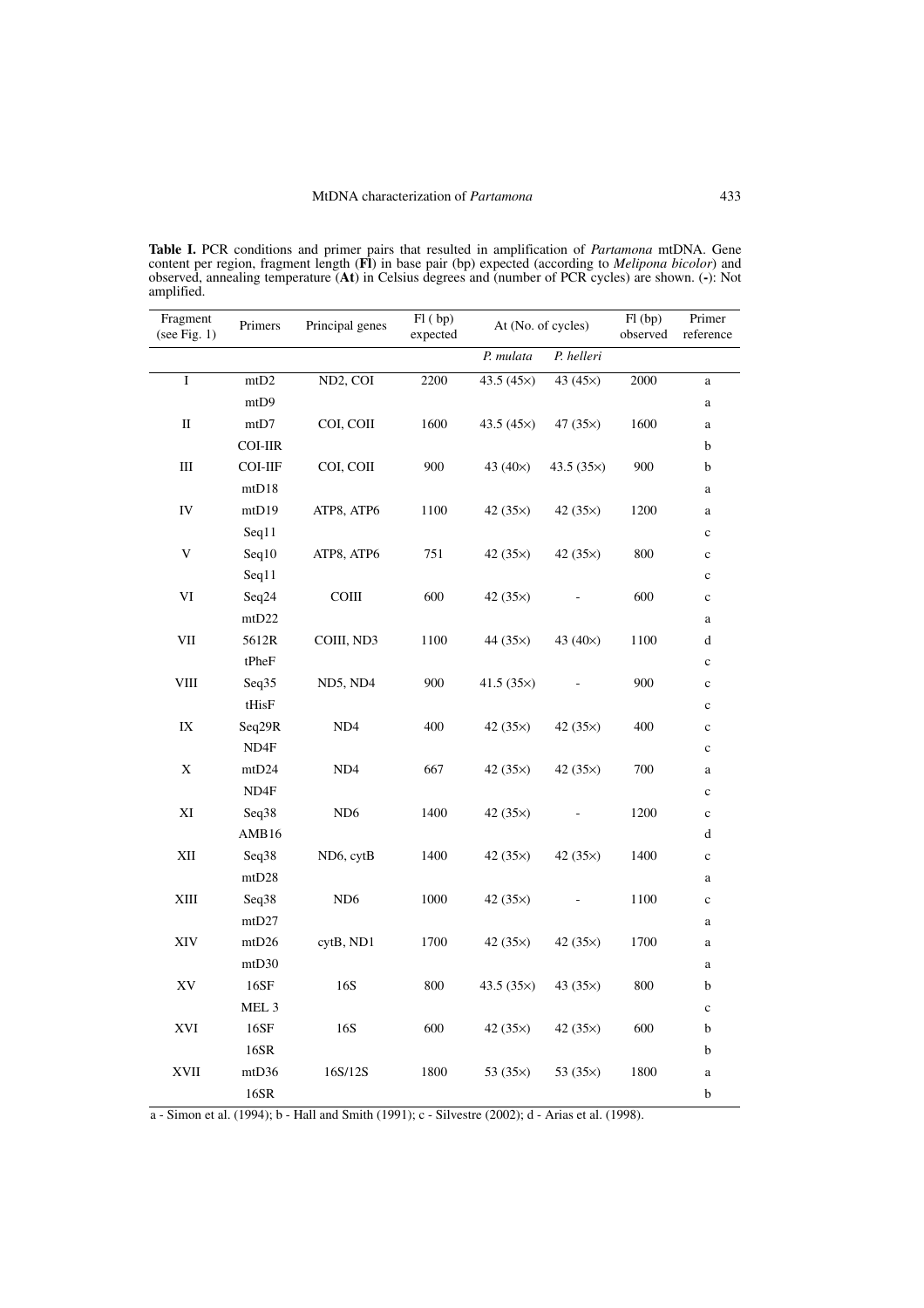**Table I.** PCR conditions and primer pairs that resulted in amplification of *Partamona* mtDNA. Gene content per region, fragment length (**Fl**) in base pair (bp) expected (according to *Melipona bicolor*) and observed, annealing temperature (**At**) in Celsius degrees and (number of PCR cycles) are shown. (**-**): Not amplified.

| Fragment (see Fig. 1) | Primers | Principal genes | Fl ( bp) expected | At (No. of cycles) | | Fl (bp) observed | Primer reference |
|---|---|---|---|---|---|---|---|
| | | | | *P. mulata* | *P. helleri* | | |
| I | mtD2 | ND2, COI | 2200 | 43.5 (45×) | 43 (45×) | 2000 | a |
| | mtD9 | | | | | | a |
| II | mtD7 | COI, COII | 1600 | 43.5 (45×) | 47 (35×) | 1600 | a |
| | COI-IIR | | | | | | b |
| III | COI-IIF | COI, COII | 900 | 43 (40×) | 43.5 (35×) | 900 | b |
| | mtD18 | | | | | | a |
| IV | mtD19 | ATP8, ATP6 | 1100 | 42 (35×) | 42 (35×) | 1200 | a |
| | Seq11 | | | | | | c |
| V | Seq10 | ATP8, ATP6 | 751 | 42 (35×) | 42 (35×) | 800 | c |
| | Seq11 | | | | | | c |
| VI | Seq24 | COIII | 600 | 42 (35×) | - | 600 | c |
| | mtD22 | | | | | | a |
| VII | 5612R | COIII, ND3 | 1100 | 44 (35×) | 43 (40×) | 1100 | d |
| | tPheF | | | | | | c |
| VIII | Seq35 | ND5, ND4 | 900 | 41.5 (35×) | - | 900 | c |
| | tHisF | | | | | | c |
| IX | Seq29R | ND4 | 400 | 42 (35×) | 42 (35×) | 400 | c |
| | ND4F | | | | | | c |
| X | mtD24 | ND4 | 667 | 42 (35×) | 42 (35×) | 700 | a |
| | ND4F | | | | | | c |
| XI | Seq38 | ND6 | 1400 | 42 (35×) | - | 1200 | c |
| | AMB16 | | | | | | d |
| XII | Seq38 | ND6, cytB | 1400 | 42 (35×) | 42 (35×) | 1400 | c |
| | mtD28 | | | | | | a |
| XIII | Seq38 | ND6 | 1000 | 42 (35×) | - | 1100 | c |
| | mtD27 | | | | | | a |
| XIV | mtD26 | cytB, ND1 | 1700 | 42 (35×) | 42 (35×) | 1700 | a |
| | mtD30 | | | | | | a |
| XV | 16SF | 16S | 800 | 43.5 (35×) | 43 (35×) | 800 | b |
| | MEL 3 | | | | | | c |
| XVI | 16SF | 16S | 600 | 42 (35×) | 42 (35×) | 600 | b |
| | 16SR | | | | | | b |
| XVII | mtD36 | 16S/12S | 1800 | 53 (35×) | 53 (35×) | 1800 | a |
| | 16SR | | | | | | b |

a - Simon et al. (1994); b - Hall and Smith (1991); c - Silvestre (2002); d - Arias et al. (1998).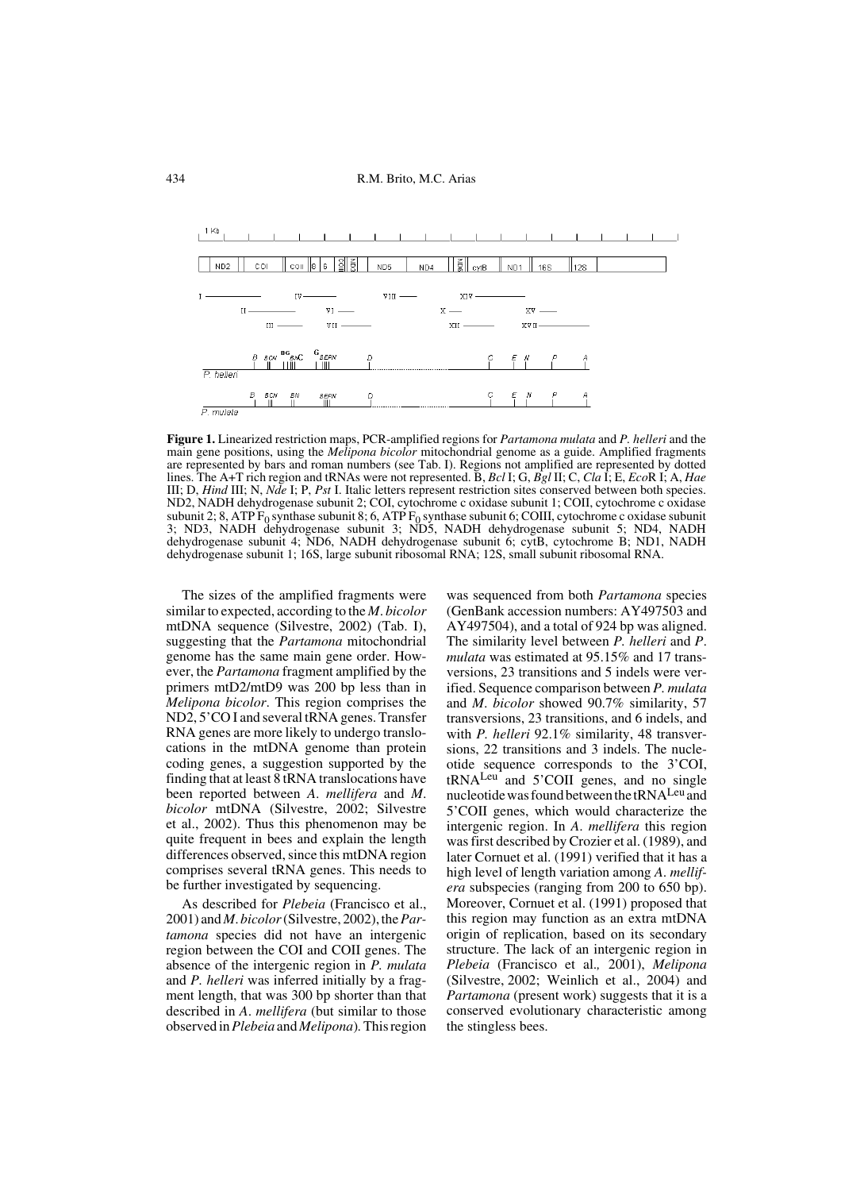**Figure 1.** Linearized restriction maps, PCR-amplified regions for *Partamona mulata* and *P. helleri* and the main gene positions, using the *Melipona bicolor* mitochondrial genome as a guide. Amplified fragments are represented by bars and roman numbers (see Tab. I). Regions not amplified are represented by dotted lines. The A+T rich region and tRNAs were not represented. B, *Bcl* I; G, *Bgl* II; C, *Cla* I; E, *Eco*R I; A, *Hae* III; D, *Hind* III; N, *Nde* I; P, *Pst* I. Italic letters represent restriction sites conserved between both species. ND2, NADH dehydrogenase subunit 2; COI, cytochrome c oxidase subunit 1; COII, cytochrome c oxidase subunit 2; 8, ATP $F_0$ synthase subunit 8; 6, ATP $F_0$ synthase subunit 6; COIII, cytochrome c oxidase subunit 3; ND3, NADH dehydrogenase subunit 3; ND5, NADH dehydrogenase subunit 5; ND4, NADH dehydrogenase subunit 4; ND6, NADH dehydrogenase subunit 6; cytB, cytochrome B; ND1, NADH dehydrogenase subunit 1; 16S, large subunit ribosomal RNA; 12S, small subunit ribosomal RNA.

The sizes of the amplified fragments were similar to expected, according to the *M. bicolor* mtDNA sequence (Silvestre, 2002) (Tab. I), suggesting that the *Partamona* mitochondrial genome has the same main gene order. However, the *Partamona* fragment amplified by the primers mtD2/mtD9 was 200 bp less than in *Melipona bicolor*. This region comprises the ND2, 5'CO I and several tRNA genes. Transfer RNA genes are more likely to undergo translocations in the mtDNA genome than protein coding genes, a suggestion supported by the finding that at least 8 tRNA translocations have been reported between *A. mellifera* and *M. bicolor* mtDNA (Silvestre, 2002; Silvestre et al., 2002). Thus this phenomenon may be quite frequent in bees and explain the length differences observed, since this mtDNA region comprises several tRNA genes. This needs to be further investigated by sequencing.

As described for *Plebeia* (Francisco et al., 2001) and *M. bicolor* (Silvestre, 2002), the *Partamona* species did not have an intergenic region between the COI and COII genes. The absence of the intergenic region in *P. mulata* and *P. helleri* was inferred initially by a fragment length, that was 300 bp shorter than that described in *A. mellifera* (but similar to those observed in *Plebeia* and *Melipona*). This region was sequenced from both *Partamona* species (GenBank accession numbers: AY497503 and AY497504), and a total of 924 bp was aligned. The similarity level between *P. helleri* and *P. mulata* was estimated at 95.15% and 17 transversions, 23 transitions and 5 indels were verified. Sequence comparison between *P. mulata* and *M. bicolor* showed 90.7% similarity, 57 transversions, 23 transitions, and 6 indels, and with *P. helleri* 92.1% similarity, 48 transversions, 22 transitions and 3 indels. The nucleotide sequence corresponds to the 3'COI, $tRNA^{Leu}$ and 5'COII genes, and no single nucleotide was found between the $tRNA^{Leu}$ and 5'COII genes, which would characterize the intergenic region. In *A. mellifera* this region was first described by Crozier et al. (1989), and later Cornuet et al. (1991) verified that it has a high level of length variation among *A. mellifera* subspecies (ranging from 200 to 650 bp). Moreover, Cornuet et al. (1991) proposed that this region may function as an extra mtDNA origin of replication, based on its secondary structure. The lack of an intergenic region in *Plebeia* (Francisco et al., 2001), *Melipona* (Silvestre, 2002; Weinlich et al., 2004) and *Partamona* (present work) suggests that it is a conserved evolutionary characteristic among the stingless bees.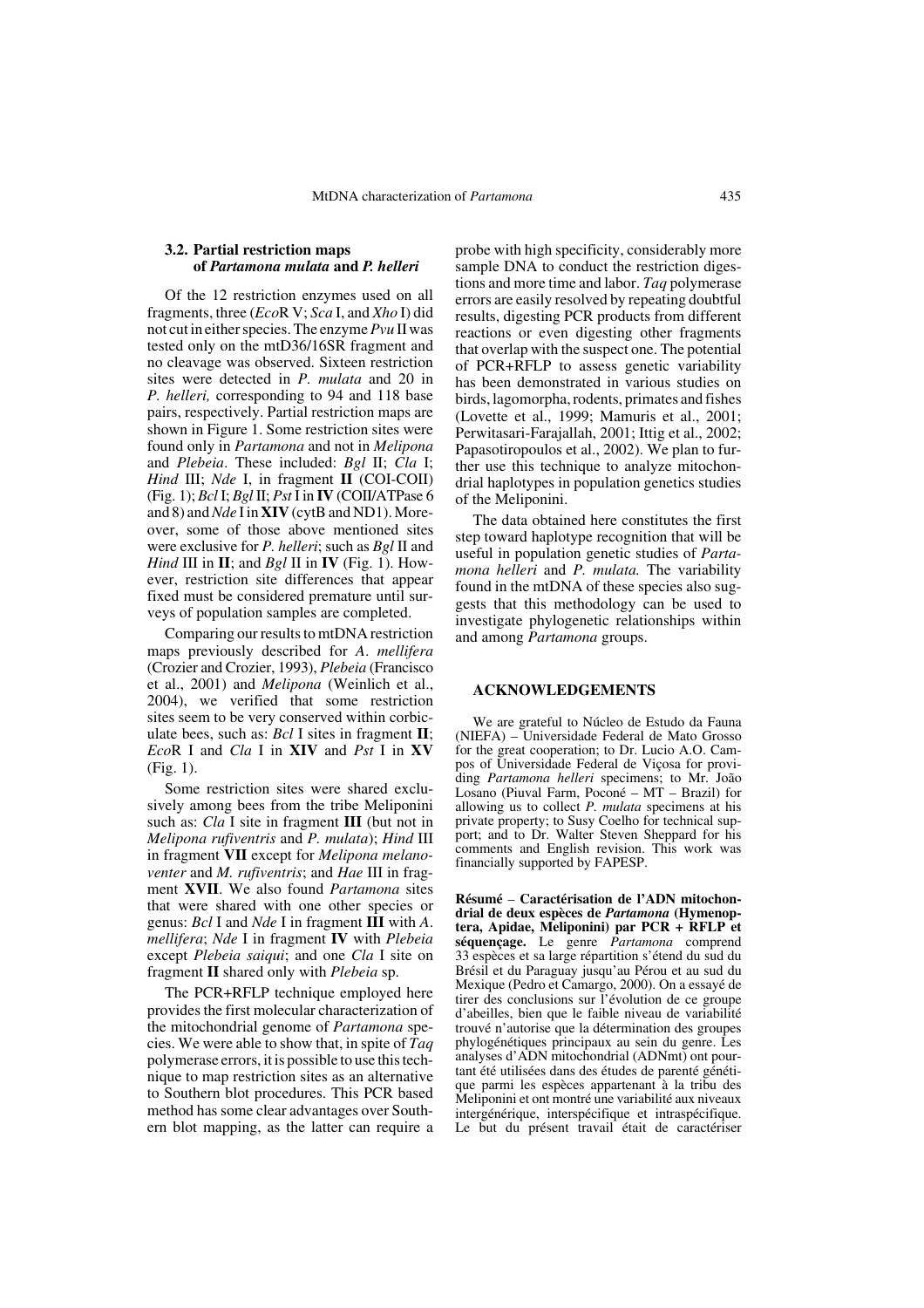### 3.2. Partial restriction maps of *Partamona mulata* and *P. helleri*

Of the 12 restriction enzymes used on all fragments, three (*Eco*R V; *Sca* I, and *Xho* I) did not cut in either species. The enzyme *Pvu* II was tested only on the mtD36/16SR fragment and no cleavage was observed. Sixteen restriction sites were detected in *P. mulata* and 20 in *P. helleri,* corresponding to 94 and 118 base pairs, respectively. Partial restriction maps are shown in Figure 1. Some restriction sites were found only in *Partamona* and not in *Melipona* and *Plebeia*. These included: *Bgl* II; *Cla* I; *Hind* III; *Nde* I, in fragment **II** (COI-COII) (Fig. 1); *Bcl* I; *Bgl* II; *Pst* I in **IV** (COII/ATPase 6 and 8) and *Nde* I in **XIV** (cytB and ND1). Moreover, some of those above mentioned sites were exclusive for *P. helleri*; such as *Bgl* II and *Hind* III in **II**; and *Bgl* II in **IV** (Fig. 1). However, restriction site differences that appear fixed must be considered premature until surveys of population samples are completed.

Comparing our results to mtDNA restriction maps previously described for *A. mellifera* (Crozier and Crozier, 1993), *Plebeia* (Francisco et al., 2001) and *Melipona* (Weinlich et al., 2004), we verified that some restriction sites seem to be very conserved within corbiculate bees, such as: *Bcl* I sites in fragment **II**; *Eco*R I and *Cla* I in **XIV** and *Pst* I in **XV** (Fig. 1).

Some restriction sites were shared exclusively among bees from the tribe Meliponini such as: *Cla* I site in fragment **III** (but not in *Melipona rufiventris* and *P. mulata*); *Hind* III in fragment **VII** except for *Melipona melanoventer* and *M. rufiventris*; and *Hae* III in fragment **XVII**. We also found *Partamona* sites that were shared with one other species or genus: *Bcl* I and *Nde* I in fragment **III** with *A. mellifera*; *Nde* I in fragment **IV** with *Plebeia* except *Plebeia saiqui*; and one *Cla* I site on fragment **II** shared only with *Plebeia* sp.

The PCR+RFLP technique employed here provides the first molecular characterization of the mitochondrial genome of *Partamona* species. We were able to show that, in spite of *Taq* polymerase errors, it is possible to use this technique to map restriction sites as an alternative to Southern blot procedures. This PCR based method has some clear advantages over Southern blot mapping, as the latter can require a probe with high specificity, considerably more sample DNA to conduct the restriction digestions and more time and labor. *Taq* polymerase errors are easily resolved by repeating doubtful results, digesting PCR products from different reactions or even digesting other fragments that overlap with the suspect one. The potential of PCR+RFLP to assess genetic variability has been demonstrated in various studies on birds, lagomorpha, rodents, primates and fishes (Lovette et al., 1999; Mamuris et al., 2001; Perwitasari-Farajallah, 2001; Ittig et al., 2002; Papasotiropoulos et al., 2002). We plan to further use this technique to analyze mitochondrial haplotypes in population genetics studies of the Meliponini.

The data obtained here constitutes the first step toward haplotype recognition that will be useful in population genetic studies of *Partamona helleri* and *P. mulata.* The variability found in the mtDNA of these species also suggests that this methodology can be used to investigate phylogenetic relationships within and among *Partamona* groups.

## ACKNOWLEDGEMENTS

We are grateful to Núcleo de Estudo da Fauna (NIEFA) – Universidade Federal de Mato Grosso for the great cooperation; to Dr. Lucio A.O. Campos of Universidade Federal de Viçosa for providing *Partamona helleri* specimens; to Mr. João Losano (Piuval Farm, Poconé – MT – Brazil) for allowing us to collect *P. mulata* specimens at his private property; to Susy Coelho for technical support; and to Dr. Walter Steven Sheppard for his comments and English revision. This work was financially supported by FAPESP.

**Résumé** – **Caractérisation de l'ADN mitochondrial de deux espèces de *Partamona* (Hymenoptera, Apidae, Meliponini) par PCR + RFLP et séquençage.** Le genre *Partamona* comprend 33 espèces et sa large répartition s'étend du sud du Brésil et du Paraguay jusqu'au Pérou et au sud du Mexique (Pedro et Camargo, 2000). On a essayé de tirer des conclusions sur l'évolution de ce groupe d'abeilles, bien que le faible niveau de variabilité trouvé n'autorise que la détermination des groupes phylogénétiques principaux au sein du genre. Les analyses d'ADN mitochondrial (ADNmt) ont pourtant été utilisées dans des études de parenté génétique parmi les espèces appartenant à la tribu des Meliponini et ont montré une variabilité aux niveaux intergénérique, interspécifique et intraspécifique. Le but du présent travail était de caractériser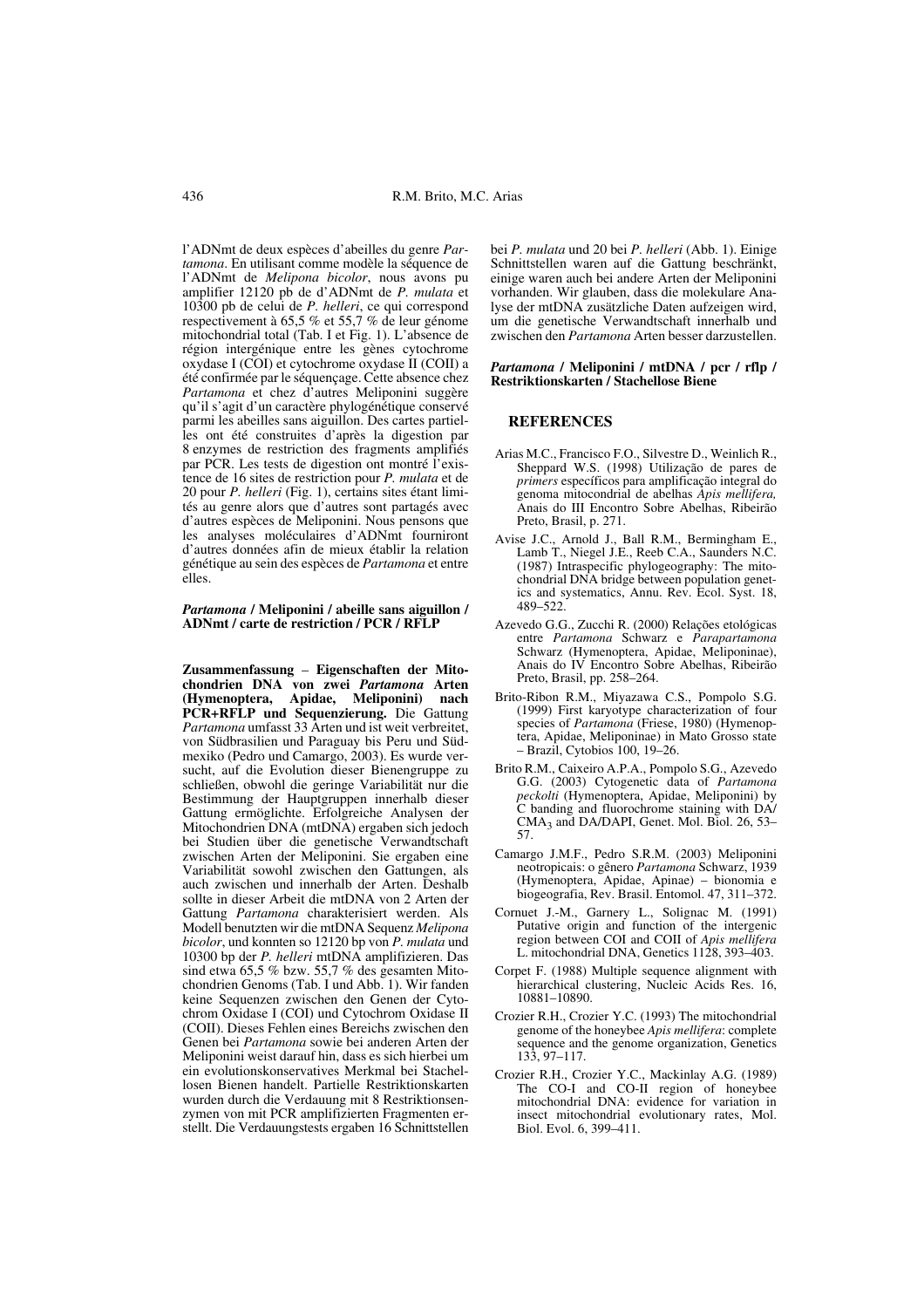l'ADNmt de deux espèces d'abeilles du genre *Partamona*. En utilisant comme modèle la séquence de l'ADNmt de *Melipona bicolor*, nous avons pu amplifier 12120 pb de d'ADNmt de *P. mulata* et 10300 pb de celui de *P. helleri*, ce qui correspond respectivement à 65,5 % et 55,7 % de leur génome mitochondrial total (Tab. I et Fig. 1). L'absence de région intergénique entre les gènes cytochrome oxydase I (COI) et cytochrome oxydase II (COII) a été confirmée par le séquençage. Cette absence chez *Partamona* et chez d'autres Meliponini suggère qu'il s'agit d'un caractère phylogénétique conservé parmi les abeilles sans aiguillon. Des cartes partielles ont été construites d'après la digestion par 8 enzymes de restriction des fragments amplifiés par PCR. Les tests de digestion ont montré l'existence de 16 sites de restriction pour *P. mulata* et de 20 pour *P. helleri* (Fig. 1), certains sites étant limités au genre alors que d'autres sont partagés avec d'autres espèces de Meliponini. Nous pensons que les analyses moléculaires d'ADNmt fourniront d'autres données afin de mieux établir la relation génétique au sein des espèces de *Partamona* et entre elles.

***Partamona* / Meliponini / abeille sans aiguillon / ADNmt / carte de restriction / PCR / RFLP**

**Zusammenfassung – Eigenschaften der Mitochondrien DNA von zwei *Partamona* Arten (Hymenoptera, Apidae, Meliponini) nach PCR+RFLP und Sequenzierung.** Die Gattung *Partamona* umfasst 33 Arten und ist weit verbreitet, von Südbrasilien und Paraguay bis Peru und Südmexiko (Pedro und Camargo, 2003). Es wurde versucht, auf die Evolution dieser Bienengruppe zu schließen, obwohl die geringe Variabilität nur die Bestimmung der Hauptgruppen innerhalb dieser Gattung ermöglichte. Erfolgreiche Analysen der Mitochondrien DNA (mtDNA) ergaben sich jedoch bei Studien über die genetische Verwandtschaft zwischen Arten der Meliponini. Sie ergaben eine Variabilität sowohl zwischen den Gattungen, als auch zwischen und innerhalb der Arten. Deshalb sollte in dieser Arbeit die mtDNA von 2 Arten der Gattung *Partamona* charakterisiert werden. Als Modell benutzten wir die mtDNA Sequenz *Melipona bicolor*, und konnten so 12120 bp von *P. mulata* und 10300 bp der *P. helleri* mtDNA amplifizieren. Das sind etwa 65,5 % bzw. 55,7 % des gesamten Mitochondrien Genoms (Tab. I und Abb. 1). Wir fanden keine Sequenzen zwischen den Genen der Cytochrom Oxidase I (COI) und Cytochrom Oxidase II (COII). Dieses Fehlen eines Bereichs zwischen den Genen bei *Partamona* sowie bei anderen Arten der Meliponini weist darauf hin, dass es sich hierbei um ein evolutionskonservatives Merkmal bei Stachellosen Bienen handelt. Partielle Restriktionskarten wurden durch die Verdauung mit 8 Restriktionsenzymen von mit PCR amplifizierten Fragmenten erstellt. Die Verdauungstests ergaben 16 Schnittstellen bei *P. mulata* und 20 bei *P. helleri* (Abb. 1). Einige Schnittstellen waren auf die Gattung beschränkt, einige waren auch bei andere Arten der Meliponini vorhanden. Wir glauben, dass die molekulare Analyse der mtDNA zusätzliche Daten aufzeigen wird, um die genetische Verwandtschaft innerhalb und zwischen den *Partamona* Arten besser darzustellen.

***Partamona* / Meliponini / mtDNA / pcr / rflp / Restriktionskarten / Stachellose Biene**

## REFERENCES

Arias M.C., Francisco F.O., Silvestre D., Weinlich R., Sheppard W.S. (1998) Utilização de pares de *primers* específicos para amplificação integral do genoma mitocondrial de abelhas *Apis mellifera,* Anais do III Encontro Sobre Abelhas, Ribeirão Preto, Brasil, p. 271.

Avise J.C., Arnold J., Ball R.M., Bermingham E., Lamb T., Niegel J.E., Reeb C.A., Saunders N.C. (1987) Intraspecific phylogeography: The mitochondrial DNA bridge between population genetics and systematics, Annu. Rev. Ecol. Syst. 18, 489–522.

Azevedo G.G., Zucchi R. (2000) Relações etológicas entre *Partamona* Schwarz e *Parapartamona* Schwarz (Hymenoptera, Apidae, Meliponinae), Anais do IV Encontro Sobre Abelhas, Ribeirão Preto, Brasil, pp. 258–264.

Brito-Ribon R.M., Miyazawa C.S., Pompolo S.G. (1999) First karyotype characterization of four species of *Partamona* (Friese, 1980) (Hymenoptera, Apidae, Meliponinae) in Mato Grosso state – Brazil, Cytobios 100, 19–26.

Brito R.M., Caixeiro A.P.A., Pompolo S.G., Azevedo G.G. (2003) Cytogenetic data of *Partamona peckolti* (Hymenoptera, Apidae, Meliponini) by C banding and fluorochrome staining with DA/$CMA_3$ and DA/DAPI, Genet. Mol. Biol. 26, 53–57.

Camargo J.M.F., Pedro S.R.M. (2003) Meliponini neotropicais: o gênero *Partamona* Schwarz, 1939 (Hymenoptera, Apidae, Apinae) – bionomia e biogeografia, Rev. Brasil. Entomol. 47, 311–372.

Cornuet J.-M., Garnery L., Solignac M. (1991) Putative origin and function of the intergenic region between COI and COII of *Apis mellifera* L. mitochondrial DNA, Genetics 1128, 393–403.

Corpet F. (1988) Multiple sequence alignment with hierarchical clustering, Nucleic Acids Res. 16, 10881–10890.

Crozier R.H., Crozier Y.C. (1993) The mitochondrial genome of the honeybee *Apis mellifera*: complete sequence and the genome organization, Genetics 133, 97–117.

Crozier R.H., Crozier Y.C., Mackinlay A.G. (1989) The CO-I and CO-II region of honeybee mitochondrial DNA: evidence for variation in insect mitochondrial evolutionary rates, Mol. Biol. Evol. 6, 399–411.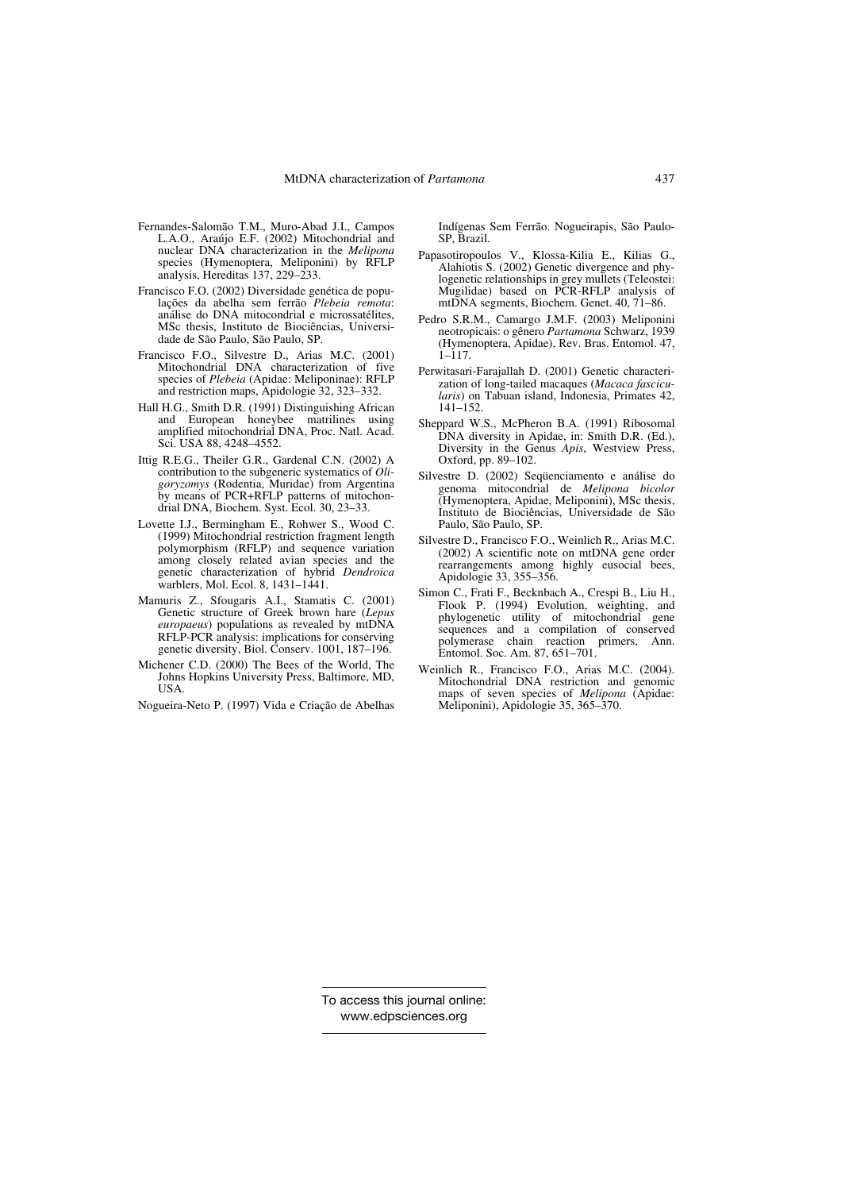Fernandes-Salomão T.M., Muro-Abad J.I., Campos L.A.O., Araújo E.F. (2002) Mitochondrial and nuclear DNA characterization in the *Melipona* species (Hymenoptera, Meliponini) by RFLP analysis, Hereditas 137, 229–233.

Francisco F.O. (2002) Diversidade genética de populações da abelha sem ferrão *Plebeia remota*: análise do DNA mitocondrial e microssatélites, MSc thesis, Instituto de Biociências, Universidade de São Paulo, São Paulo, SP.

Francisco F.O., Silvestre D., Arias M.C. (2001) Mitochondrial DNA characterization of five species of *Plebeia* (Apidae: Meliponinae): RFLP and restriction maps, Apidologie 32, 323–332.

Hall H.G., Smith D.R. (1991) Distinguishing African and European honeybee matrilines using amplified mitochondrial DNA, Proc. Natl. Acad. Sci. USA 88, 4248–4552.

Ittig R.E.G., Theiler G.R., Gardenal C.N. (2002) A contribution to the subgeneric systematics of *Oligoryzomys* (Rodentia, Muridae) from Argentina by means of PCR+RFLP patterns of mitochondrial DNA, Biochem. Syst. Ecol. 30, 23–33.

Lovette I.J., Bermingham E., Rohwer S., Wood C. (1999) Mitochondrial restriction fragment length polymorphism (RFLP) and sequence variation among closely related avian species and the genetic characterization of hybrid *Dendroica* warblers, Mol. Ecol. 8, 1431–1441.

Mamuris Z., Sfougaris A.I., Stamatis C. (2001) Genetic structure of Greek brown hare (*Lepus europaeus*) populations as revealed by mtDNA RFLP-PCR analysis: implications for conserving genetic diversity, Biol. Conserv. 1001, 187–196.

Michener C.D. (2000) The Bees of the World, The Johns Hopkins University Press, Baltimore, MD, USA.

Nogueira-Neto P. (1997) Vida e Criação de Abelhas Indígenas Sem Ferrão. Nogueirapis, São Paulo-SP, Brazil.

Papasotiropoulos V., Klossa-Kilia E., Kilias G., Alahiotis S. (2002) Genetic divergence and phylogenetic relationships in grey mullets (Teleostei: Mugilidae) based on PCR-RFLP analysis of mtDNA segments, Biochem. Genet. 40, 71–86.

Pedro S.R.M., Camargo J.M.F. (2003) Meliponini neotropicais: o gênero *Partamona* Schwarz, 1939 (Hymenoptera, Apidae), Rev. Bras. Entomol. 47, 1–117.

Perwitasari-Farajallah D. (2001) Genetic characterization of long-tailed macaques (*Macaca fascicularis*) on Tabuan island, Indonesia, Primates 42, 141–152.

Sheppard W.S., McPheron B.A. (1991) Ribosomal DNA diversity in Apidae, in: Smith D.R. (Ed.), Diversity in the Genus *Apis*, Westview Press, Oxford, pp. 89–102.

Silvestre D. (2002) Seqüenciamento e análise do genoma mitocondrial de *Melipona bicolor* (Hymenoptera, Apidae, Meliponini), MSc thesis, Instituto de Biociências, Universidade de São Paulo, São Paulo, SP.

Silvestre D., Francisco F.O., Weinlich R., Arias M.C. (2002) A scientific note on mtDNA gene order rearrangements among highly eusocial bees, Apidologie 33, 355–356.

Simon C., Frati F., Becknbach A., Crespi B., Liu H., Flook P. (1994) Evolution, weighting, and phylogenetic utility of mitochondrial gene sequences and a compilation of conserved polymerase chain reaction primers, Ann. Entomol. Soc. Am. 87, 651–701.

Weinlich R., Francisco F.O., Arias M.C. (2004). Mitochondrial DNA restriction and genomic maps of seven species of *Melipona* (Apidae: Meliponini), Apidologie 35, 365–370.

To access this journal online:
www.edpsciences.org